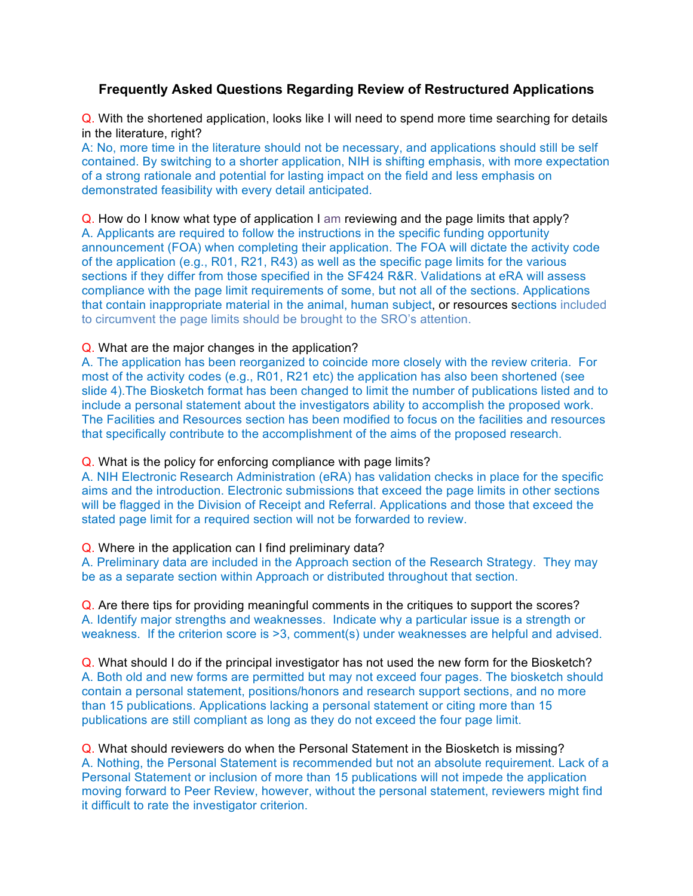# Frequently Asked Questions Regarding Review of Restructured Applications

Q. With the shortened application, looks like I will need to spend more time searching for details in the literature, right?
A: No, more time in the literature should not be necessary, and applications should still be self contained. By switching to a shorter application, NIH is shifting emphasis, with more expectation of a strong rationale and potential for lasting impact on the field and less emphasis on demonstrated feasibility with every detail anticipated.

Q. How do I know what type of application I am reviewing and the page limits that apply?
A. Applicants are required to follow the instructions in the specific funding opportunity announcement (FOA) when completing their application. The FOA will dictate the activity code of the application (e.g., R01, R21, R43) as well as the specific page limits for the various sections if they differ from those specified in the SF424 R&R. Validations at eRA will assess compliance with the page limit requirements of some, but not all of the sections. Applications that contain inappropriate material in the animal, human subject, or resources sections included to circumvent the page limits should be brought to the SRO's attention.

Q. What are the major changes in the application?
A. The application has been reorganized to coincide more closely with the review criteria. For most of the activity codes (e.g., R01, R21 etc) the application has also been shortened (see slide 4).The Biosketch format has been changed to limit the number of publications listed and to include a personal statement about the investigators ability to accomplish the proposed work. The Facilities and Resources section has been modified to focus on the facilities and resources that specifically contribute to the accomplishment of the aims of the proposed research.

Q. What is the policy for enforcing compliance with page limits?
A. NIH Electronic Research Administration (eRA) has validation checks in place for the specific aims and the introduction. Electronic submissions that exceed the page limits in other sections will be flagged in the Division of Receipt and Referral. Applications and those that exceed the stated page limit for a required section will not be forwarded to review.

Q. Where in the application can I find preliminary data?
A. Preliminary data are included in the Approach section of the Research Strategy. They may be as a separate section within Approach or distributed throughout that section.

Q. Are there tips for providing meaningful comments in the critiques to support the scores?
A. Identify major strengths and weaknesses. Indicate why a particular issue is a strength or weakness. If the criterion score is >3, comment(s) under weaknesses are helpful and advised.

Q. What should I do if the principal investigator has not used the new form for the Biosketch?
A. Both old and new forms are permitted but may not exceed four pages. The biosketch should contain a personal statement, positions/honors and research support sections, and no more than 15 publications. Applications lacking a personal statement or citing more than 15 publications are still compliant as long as they do not exceed the four page limit.

Q. What should reviewers do when the Personal Statement in the Biosketch is missing?
A. Nothing, the Personal Statement is recommended but not an absolute requirement. Lack of a Personal Statement or inclusion of more than 15 publications will not impede the application moving forward to Peer Review, however, without the personal statement, reviewers might find it difficult to rate the investigator criterion.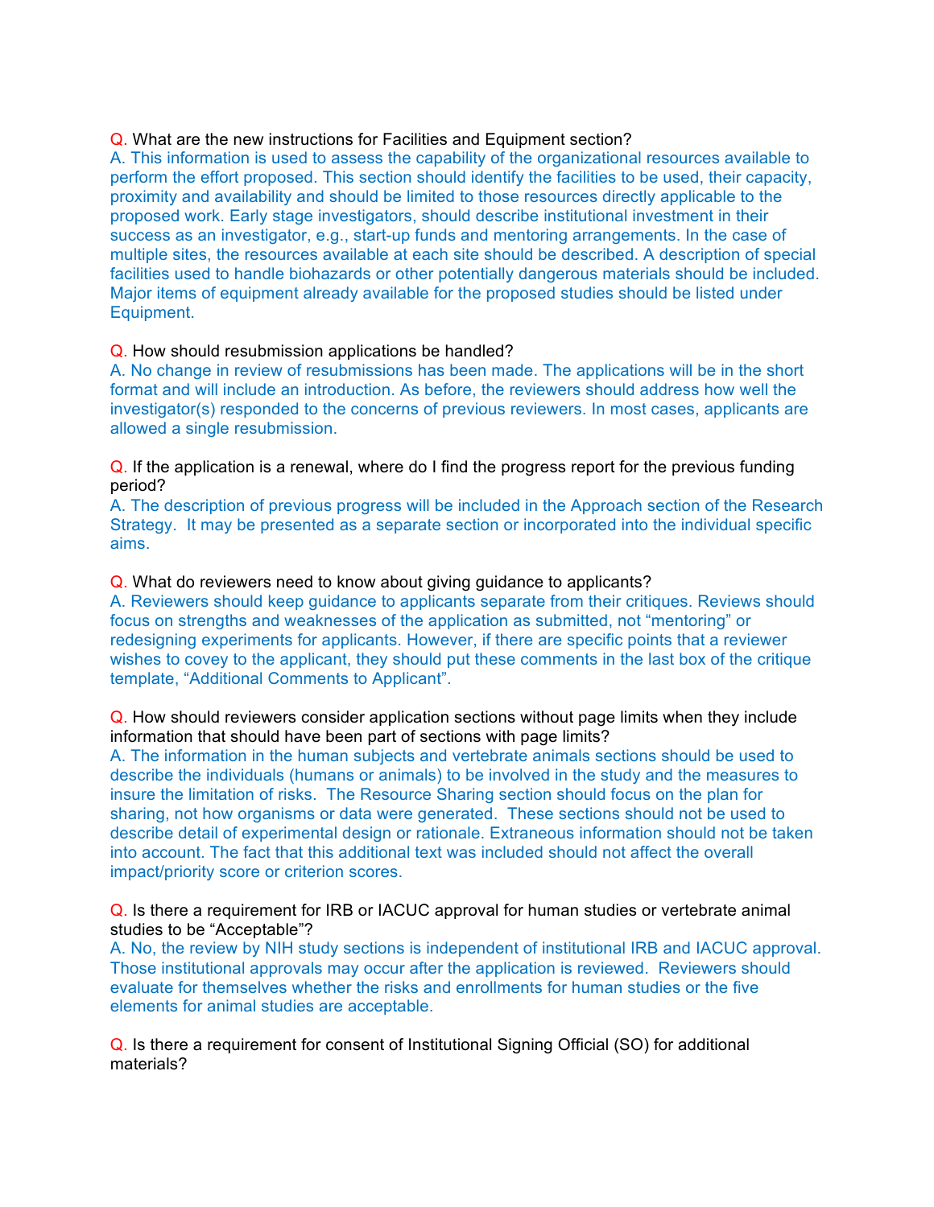**Q.** What are the new instructions for Facilities and Equipment section?

A. This information is used to assess the capability of the organizational resources available to perform the effort proposed. This section should identify the facilities to be used, their capacity, proximity and availability and should be limited to those resources directly applicable to the proposed work. Early stage investigators, should describe institutional investment in their success as an investigator, e.g., start-up funds and mentoring arrangements. In the case of multiple sites, the resources available at each site should be described. A description of special facilities used to handle biohazards or other potentially dangerous materials should be included. Major items of equipment already available for the proposed studies should be listed under Equipment.

**Q.** How should resubmission applications be handled?

A. No change in review of resubmissions has been made. The applications will be in the short format and will include an introduction. As before, the reviewers should address how well the investigator(s) responded to the concerns of previous reviewers. In most cases, applicants are allowed a single resubmission.

**Q.** If the application is a renewal, where do I find the progress report for the previous funding period?

A. The description of previous progress will be included in the Approach section of the Research Strategy. It may be presented as a separate section or incorporated into the individual specific aims.

**Q.** What do reviewers need to know about giving guidance to applicants?

A. Reviewers should keep guidance to applicants separate from their critiques. Reviews should focus on strengths and weaknesses of the application as submitted, not "mentoring" or redesigning experiments for applicants. However, if there are specific points that a reviewer wishes to covey to the applicant, they should put these comments in the last box of the critique template, "Additional Comments to Applicant".

**Q.** How should reviewers consider application sections without page limits when they include information that should have been part of sections with page limits?

A. The information in the human subjects and vertebrate animals sections should be used to describe the individuals (humans or animals) to be involved in the study and the measures to insure the limitation of risks. The Resource Sharing section should focus on the plan for sharing, not how organisms or data were generated. These sections should not be used to describe detail of experimental design or rationale. Extraneous information should not be taken into account. The fact that this additional text was included should not affect the overall impact/priority score or criterion scores.

**Q.** Is there a requirement for IRB or IACUC approval for human studies or vertebrate animal studies to be "Acceptable"?

A. No, the review by NIH study sections is independent of institutional IRB and IACUC approval. Those institutional approvals may occur after the application is reviewed. Reviewers should evaluate for themselves whether the risks and enrollments for human studies or the five elements for animal studies are acceptable.

**Q.** Is there a requirement for consent of Institutional Signing Official (SO) for additional materials?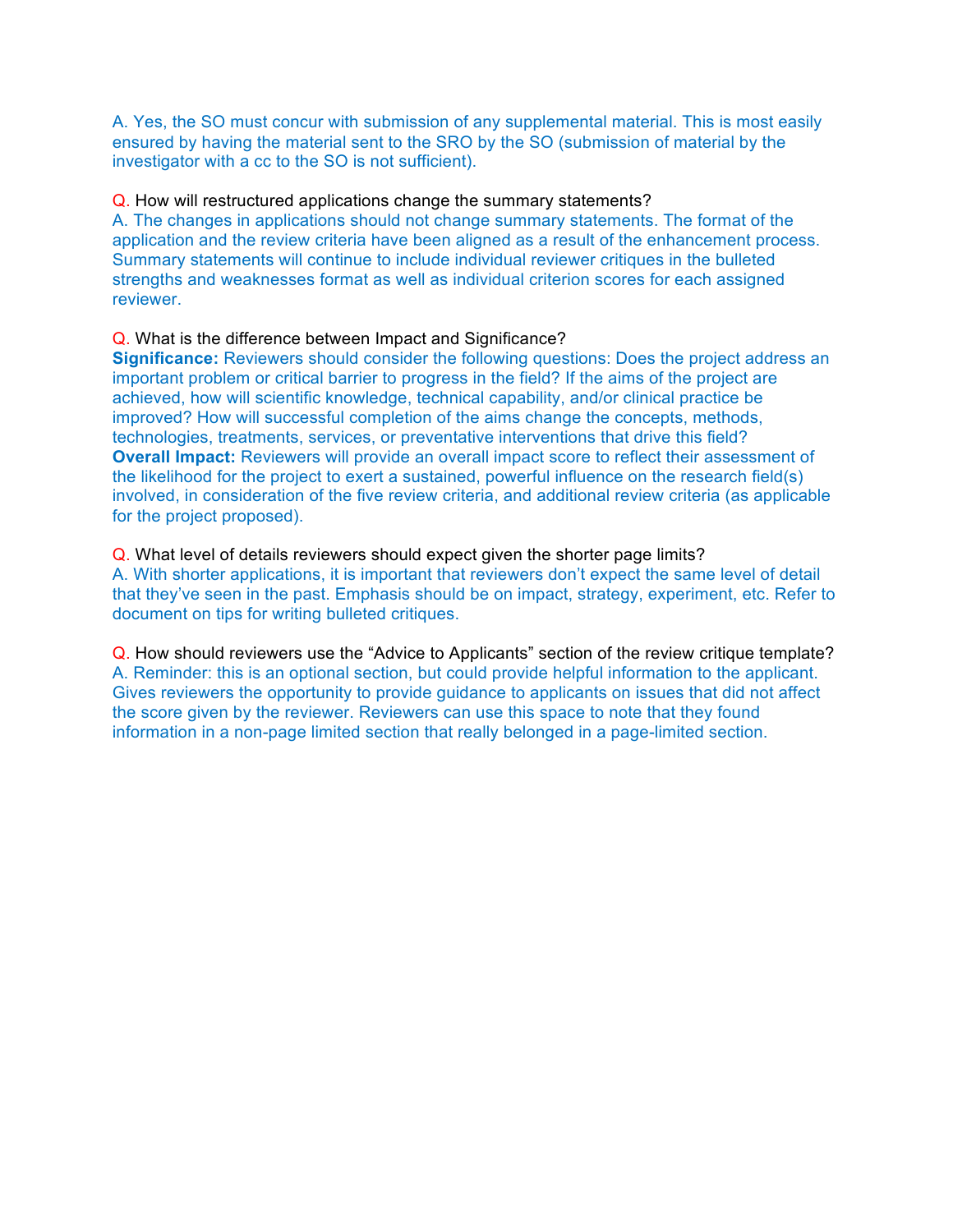A. Yes, the SO must concur with submission of any supplemental material. This is most easily ensured by having the material sent to the SRO by the SO (submission of material by the investigator with a cc to the SO is not sufficient).

Q. How will restructured applications change the summary statements?
A. The changes in applications should not change summary statements. The format of the application and the review criteria have been aligned as a result of the enhancement process. Summary statements will continue to include individual reviewer critiques in the bulleted strengths and weaknesses format as well as individual criterion scores for each assigned reviewer.

Q. What is the difference between Impact and Significance?
**Significance:** Reviewers should consider the following questions: Does the project address an important problem or critical barrier to progress in the field? If the aims of the project are achieved, how will scientific knowledge, technical capability, and/or clinical practice be improved? How will successful completion of the aims change the concepts, methods, technologies, treatments, services, or preventative interventions that drive this field?
**Overall Impact:** Reviewers will provide an overall impact score to reflect their assessment of the likelihood for the project to exert a sustained, powerful influence on the research field(s) involved, in consideration of the five review criteria, and additional review criteria (as applicable for the project proposed).

Q. What level of details reviewers should expect given the shorter page limits?
A. With shorter applications, it is important that reviewers don't expect the same level of detail that they've seen in the past. Emphasis should be on impact, strategy, experiment, etc. Refer to document on tips for writing bulleted critiques.

Q. How should reviewers use the "Advice to Applicants" section of the review critique template?
A. Reminder: this is an optional section, but could provide helpful information to the applicant. Gives reviewers the opportunity to provide guidance to applicants on issues that did not affect the score given by the reviewer. Reviewers can use this space to note that they found information in a non-page limited section that really belonged in a page-limited section.